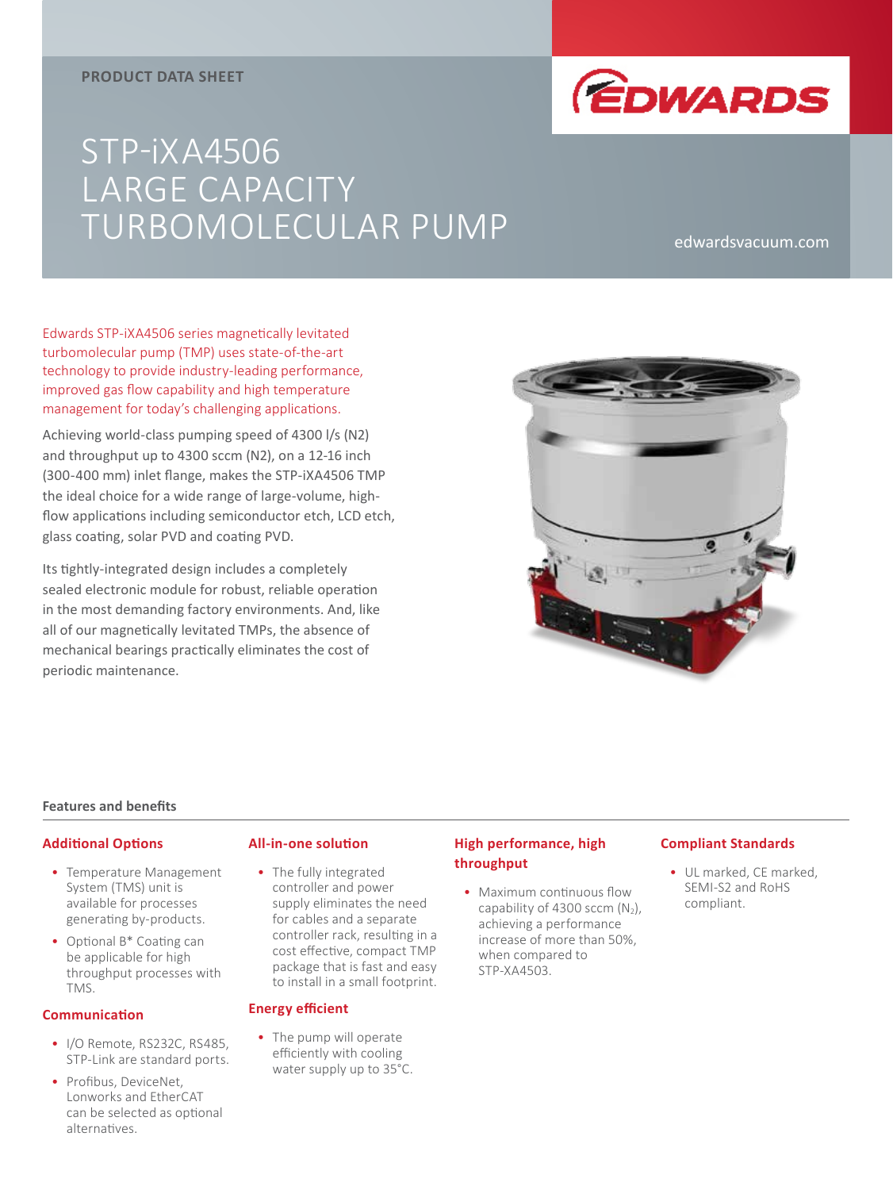PRODUCT DATA SHEET

# STP-iXA4506 LARGE CAPACITY TURBOMOLECULAR PUMP

edwardsvacuum.com

Edwards STP-iXA4506 series magnetically levitated turbomolecular pump (TMP) uses state-of-the-art technology to provide industry-leading performance, improved gas flow capability and high temperature management for today's challenging applications.

Achieving world-class pumping speed of 4300 l/s (N2) and throughput up to 4300 sccm (N2), on a 12-16 inch (300-400 mm) inlet flange, makes the STP-iXA4506 TMP the ideal choice for a wide range of large-volume, high-flow applications including semiconductor etch, LCD etch, glass coating, solar PVD and coating PVD.

Its tightly-integrated design includes a completely sealed electronic module for robust, reliable operation in the most demanding factory environments. And, like all of our magnetically levitated TMPs, the absence of mechanical bearings practically eliminates the cost of periodic maintenance.

## Features and benefits

### Additional Options

- Temperature Management System (TMS) unit is available for processes generating by-products.
- Optional B* Coating can be applicable for high throughput processes with TMS.

### Communication

- I/O Remote, RS232C, RS485, STP-Link are standard ports.
- Profibus, DeviceNet, Lonworks and EtherCAT can be selected as optional alternatives.

### All-in-one solution

- The fully integrated controller and power supply eliminates the need for cables and a separate controller rack, resulting in a cost effective, compact TMP package that is fast and easy to install in a small footprint.

### Energy efficient

- The pump will operate efficiently with cooling water supply up to 35°C.

### High performance, high throughput

- Maximum continuous flow capability of 4300 sccm ($N_2$), achieving a performance increase of more than 50%, when compared to STP-XA4503.

### Compliant Standards

- UL marked, CE marked, SEMI-S2 and RoHS compliant.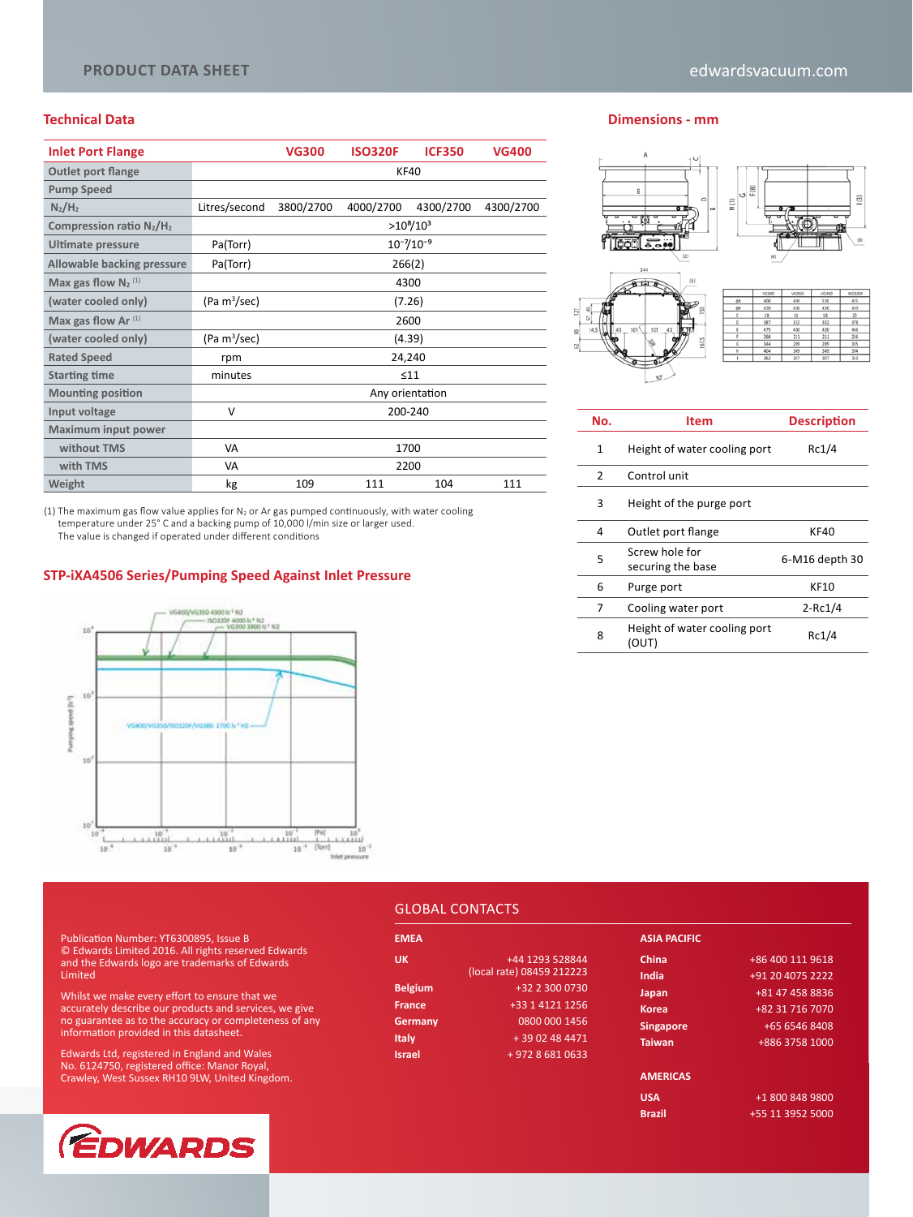## Technical Data

| Inlet Port Flange | | VG300 | ISO320F | ICF350 | VG400 |
|---|---|---|---|---|---|
| Outlet port flange | | KF40 | | | |
| Pump Speed | | | | | |
| $N_2/H_2$ | Litres/second | 3800/2700 | 4000/2700 | 4300/2700 | 4300/2700 |
| Compression ratio $N_2/H_2$ | | $>10^8/10^3$ | | | |
| Ultimate pressure | Pa(Torr) | $10^{-7}/10^{-9}$ | | | |
| Allowable backing pressure | Pa(Torr) | 266(2) | | | |
| Max gas flow $N_2$ (1) | | 4300 | | | |
| (water cooled only) | (Pa $m^3$/sec) | (7.26) | | | |
| Max gas flow Ar (1) | | 2600 | | | |
| (water cooled only) | (Pa $m^3$/sec) | (4.39) | | | |
| Rated Speed | rpm | 24,240 | | | |
| Starting time | minutes | ≤11 | | | |
| Mounting position | | Any orientation | | | |
| Input voltage | V | 200-240 | | | |
| Maximum input power | | | | | |
| without TMS | VA | 1700 | | | |
| with TMS | VA | 2200 | | | |
| Weight | kg | 109 | 111 | 104 | 111 |

(1) The maximum gas flow value applies for $N_2$ or Ar gas pumped continuously, with water cooling temperature under 25° C and a backing pump of 10,000 l/min size or larger used.
The value is changed if operated under different conditions

## STP-iXA4506 Series/Pumping Speed Against Inlet Pressure

VG400/VG350 4300 ls⁻¹ N2
ISO320F 4000 ls⁻¹ N2
VG300 3800 ls⁻¹ N2
VG400/VG350/ISO320F/VG300 2700 ls⁻¹ H2
Pumping speed [ls⁻¹]
[Pa]
[Torr]
Inlet pressure

## Dimensions - mm

| | VG300 | VG350 | VG400 | ISO320F |
|---|---|---|---|---|
| ØA | 400 | 450 | 530 | 425 |
| ØB | 430 | 430 | 430 | 430 |
| C | 18 | 16 | 18 | 20 |
| D | 387 | 312 | 332 | 378 |
| E | 475 | 430 | 420 | 466 |
| F | 266 | 211 | 211 | 256 |
| G | 344 | 289 | 289 | 335 |
| H | 404 | 349 | 349 | 394 |
| I | 362 | 307 | 307 | 353 |

| No. | Item | Description |
|---|---|---|
| 1 | Height of water cooling port | Rc1/4 |
| 2 | Control unit | |
| 3 | Height of the purge port | |
| 4 | Outlet port flange | KF40 |
| 5 | Screw hole for securing the base | 6-M16 depth 30 |
| 6 | Purge port | KF10 |
| 7 | Cooling water port | 2-Rc1/4 |
| 8 | Height of water cooling port (OUT) | Rc1/4 |

Publication Number: YT6300895, Issue B
© Edwards Limited 2016. All rights reserved Edwards and the Edwards logo are trademarks of Edwards Limited

Whilst we make every effort to ensure that we accurately describe our products and services, we give no guarantee as to the accuracy or completeness of any information provided in this datasheet.

Edwards Ltd, registered in England and Wales No. 6124750, registered office: Manor Royal, Crawley, West Sussex RH10 9LW, United Kingdom.

EDWARDS

## GLOBAL CONTACTS

**EMEA**

| | |
|---|---|
| **UK** | +44 1293 528844 (local rate) 08459 212223 |
| **Belgium** | +32 2 300 0730 |
| **France** | +33 1 4121 1256 |
| **Germany** | 0800 000 1456 |
| **Italy** | + 39 02 48 4471 |
| **Israel** | + 972 8 681 0633 |

**ASIA PACIFIC**

| | |
|---|---|
| **China** | +86 400 111 9618 |
| **India** | +91 20 4075 2222 |
| **Japan** | +81 47 458 8836 |
| **Korea** | +82 31 716 7070 |
| **Singapore** | +65 6546 8408 |
| **Taiwan** | +886 3758 1000 |

**AMERICAS**

| | |
|---|---|
| **USA** | +1 800 848 9800 |
| **Brazil** | +55 11 3952 5000 |